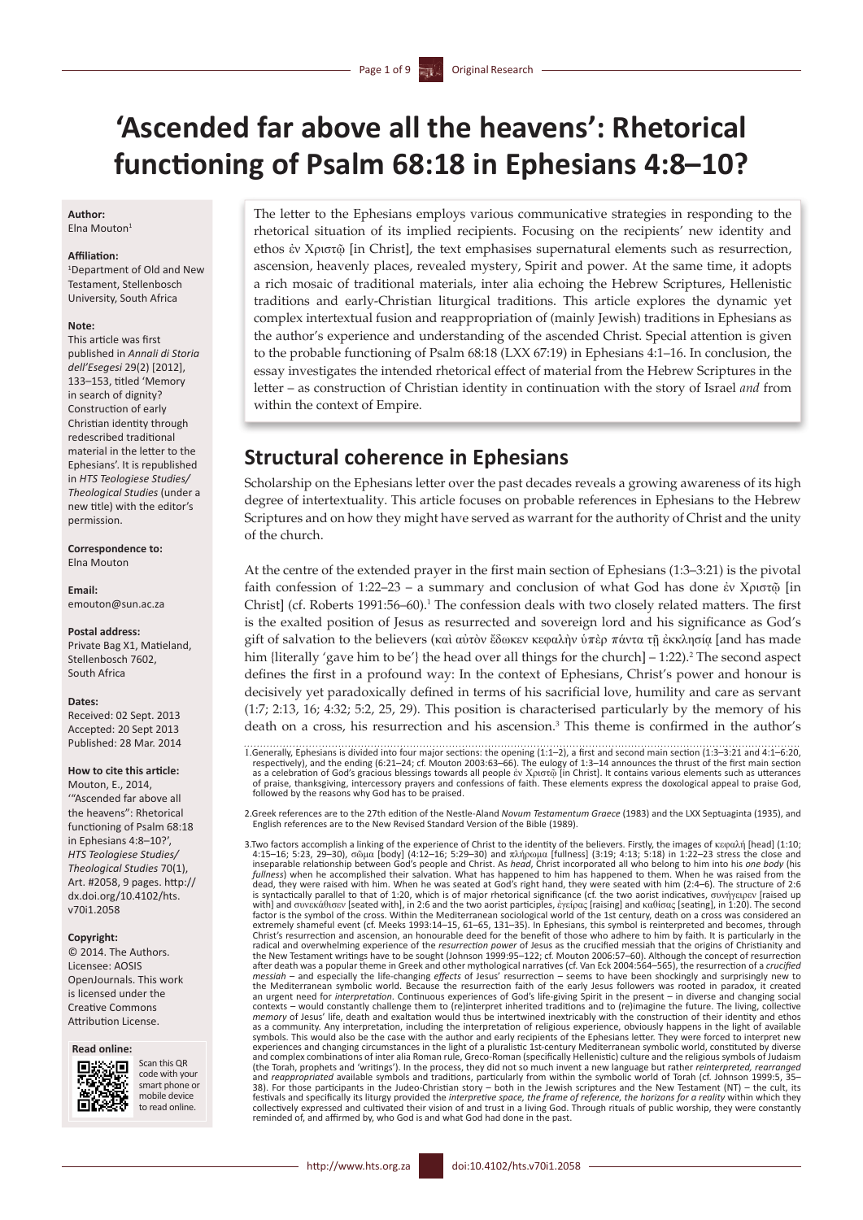# 'Ascended far above all the heavens': Rhetorical functioning of Psalm 68:18 in Ephesians 4:8–10?

**Author:**
Elna Mouton[1]

**Affiliation:**
[1]Department of Old and New Testament, Stellenbosch University, South Africa

**Note:**
This article was first published in *Annali di Storia dell'Esegesi* 29(2) [2012], 133–153, titled 'Memory in search of dignity? Construction of early Christian identity through redescribed traditional material in the letter to the Ephesians'. It is republished in *HTS Teologiese Studies/Theological Studies* (under a new title) with the editor's permission.

**Correspondence to:**
Elna Mouton

**Email:**
emouton@sun.ac.za

**Postal address:**
Private Bag X1, Matieland, Stellenbosch 7602, South Africa

**Dates:**
Received: 02 Sept. 2013
Accepted: 20 Sept 2013
Published: 28 Mar. 2014

**How to cite this article:**
Mouton, E., 2014, '"Ascended far above all the heavens": Rhetorical functioning of Psalm 68:18 in Ephesians 4:8–10?', *HTS Teologiese Studies/Theological Studies* 70(1), Art. #2058, 9 pages. http://dx.doi.org/10.4102/hts.v70i1.2058

**Copyright:**
© 2014. The Authors. Licensee: AOSIS OpenJournals. This work is licensed under the Creative Commons Attribution License.

**Read online:**
Scan this QR code with your smart phone or mobile device to read online.

The letter to the Ephesians employs various communicative strategies in responding to the rhetorical situation of its implied recipients. Focusing on the recipients' new identity and ethos ἐν Χριστῷ [in Christ], the text emphasises supernatural elements such as resurrection, ascension, heavenly places, revealed mystery, Spirit and power. At the same time, it adopts a rich mosaic of traditional materials, inter alia echoing the Hebrew Scriptures, Hellenistic traditions and early-Christian liturgical traditions. This article explores the dynamic yet complex intertextual fusion and reappropriation of (mainly Jewish) traditions in Ephesians as the author's experience and understanding of the ascended Christ. Special attention is given to the probable functioning of Psalm 68:18 (LXX 67:19) in Ephesians 4:1–16. In conclusion, the essay investigates the intended rhetorical effect of material from the Hebrew Scriptures in the letter – as construction of Christian identity in continuation with the story of Israel *and* from within the context of Empire.

## Structural coherence in Ephesians

Scholarship on the Ephesians letter over the past decades reveals a growing awareness of its high degree of intertextuality. This article focuses on probable references in Ephesians to the Hebrew Scriptures and on how they might have served as warrant for the authority of Christ and the unity of the church.

At the centre of the extended prayer in the first main section of Ephesians (1:3–3:21) is the pivotal faith confession of 1:22–23 – a summary and conclusion of what God has done ἐν Χριστῷ [in Christ] (cf. Roberts 1991:56–60).[1] The confession deals with two closely related matters. The first is the exalted position of Jesus as resurrected and sovereign lord and his significance as God's gift of salvation to the believers (καὶ αὐτὸν ἔδωκεν κεφαλὴν ὑπὲρ πάντα τῇ ἐκκλησίᾳ [and has made him {literally 'gave him to be'} the head over all things for the church] – 1:22).[2] The second aspect defines the first in a profound way: In the context of Ephesians, Christ's power and honour is decisively yet paradoxically defined in terms of his sacrificial love, humility and care as servant (1:7; 2:13, 16; 4:32; 5:2, 25, 29). This position is characterised particularly by the memory of his death on a cross, his resurrection and his ascension.[3] This theme is confirmed in the author's

1. Generally, Ephesians is divided into four major sections: the opening (1:1–2), a first and second main section (1:3–3:21 and 4:1–6:20, respectively), and the ending (6:21–24; cf. Mouton 2003:63–66). The eulogy of 1:3–14 announces the thrust of the first main section as a celebration of God's gracious blessings towards all people ἐν Χριστῷ [in Christ]. It contains various elements such as utterances of praise, thanksgiving, intercessory prayers and confessions of faith. These elements express the doxological appeal to praise God, followed by the reasons why God has to be praised.

2. Greek references are to the 27th edition of the Nestle-Aland *Novum Testamentum Graece* (1983) and the LXX Septuaginta (1935), and English references are to the New Revised Standard Version of the Bible (1989).

3. Two factors accomplish a linking of the experience of Christ to the identity of the believers. Firstly, the images of κεφαλή [head] (1:10; 4:15–16; 5:23, 29–30), σῶμα [body] (4:12–16; 5:29–30) and πλήρωμα [fullness] (3:19; 4:13; 5:18) in 1:22–23 stress the close and inseparable relationship between God's people and Christ. As *head*, Christ incorporated all who belong to him into his *one body* (his *fullness*) when he accomplished their salvation. What has happened to him has happened to them. When he was raised from the dead, they were raised with him. When he was seated at God's right hand, they were seated with him (2:4–6). The structure of 2:6 is syntactically parallel to that of 1:20, which is of major rhetorical significance (cf. the two aorist indicatives, συνήγειρεν [raised up with] and συνεκάθισεν [seated with], in 2:6 and the two aorist participles, ἐγείρας [raising] and καθίσας [seating], in 1:20). The second factor is the symbol of the cross. Within the Mediterranean sociological world of the 1st century, death on a cross was considered an extremely shameful event (cf. Meeks 1993:14–15, 61–65, 131–35). In Ephesians, this symbol is reinterpreted and becomes, through Christ's resurrection and ascension, an honourable deed for the benefit of those who adhere to him by faith. It is particularly in the radical and overwhelming experience of the *resurrection power* of Jesus as the crucified messiah that the origins of Christianity and the New Testament writings have to be sought (Johnson 1999:95–122; cf. Mouton 2006:57–60). Although the concept of resurrection after death was a popular theme in Greek and other mythological narratives (cf. Van Eck 2004:564–565), the resurrection of a *crucified messiah* – and especially the life-changing *effects* of Jesus' resurrection – seems to have been shockingly and surprisingly new to the Mediterranean symbolic world. Because the resurrection faith of the early Jesus followers was rooted in paradox, it created an urgent need for *interpretation*. Continuous experiences of God's life-giving Spirit in the present – in diverse and changing social contexts – would constantly challenge them to (re)interpret inherited traditions and to (re)imagine the future. The living, collective *memory* of Jesus' life, death and exaltation would thus be intertwined inextricably with the construction of their identity and ethos as a community. Any interpretation, including the interpretation of religious experience, obviously happens in the light of available symbols. This would also be the case with the author and early recipients of the Ephesians letter. They were forced to interpret new experiences and changing circumstances in the light of a pluralistic 1st-century Mediterranean symbolic world, constituted by diverse and complex combinations of inter alia Roman rule, Greco-Roman (specifically Hellenistic) culture and the religious symbols of Judaism (the Torah, prophets and 'writings'). In the process, they did not so much invent a new language but rather *reinterpreted, rearranged* and *reappropriated* available symbols and traditions, particularly from within the symbolic world of Torah (cf. Johnson 1999:5, 35–38). For those participants in the Judeo-Christian story – both in the Jewish scriptures and the New Testament (NT) – the cult, its festivals and specifically its liturgy provided the *interpretive space, the frame of reference, the horizons for a reality* within which they collectively expressed and cultivated their vision of and trust in a living God. Through rituals of public worship, they were constantly reminded of, and affirmed by, who God is and what God had done in the past.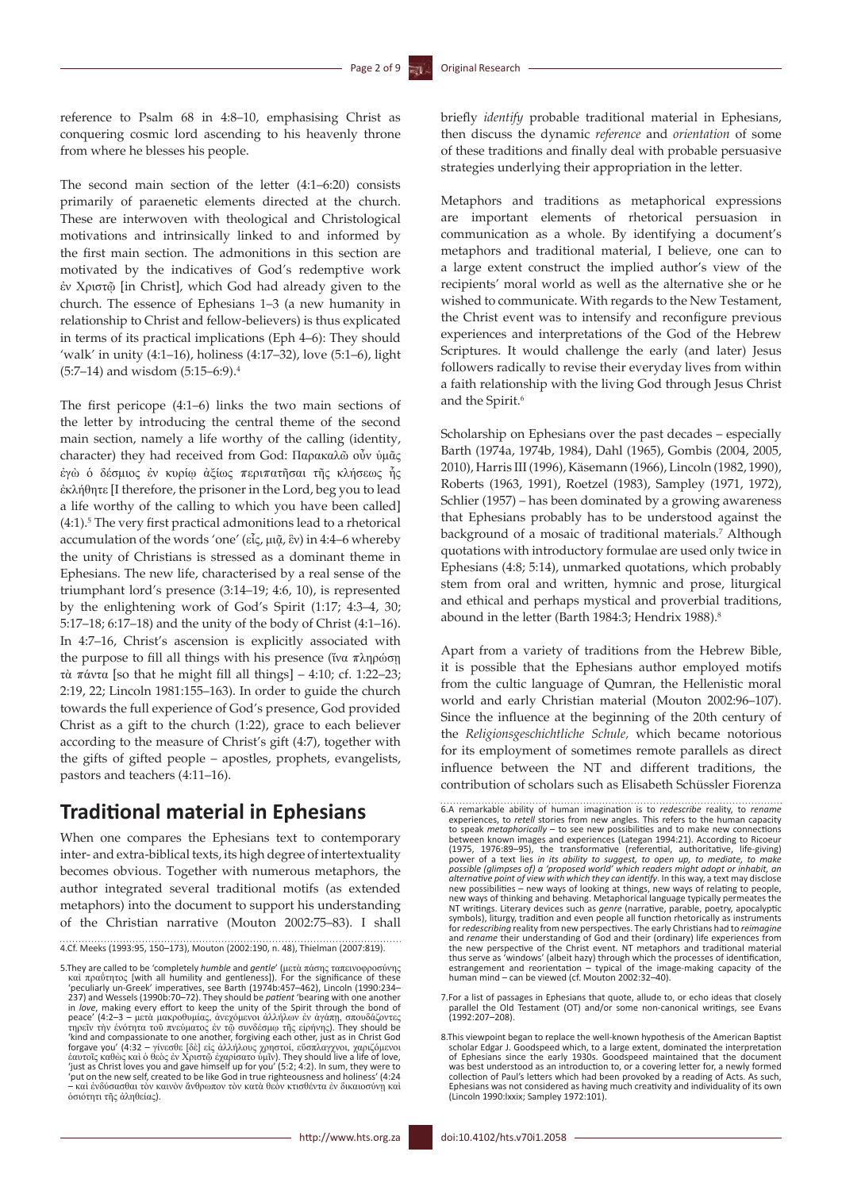reference to Psalm 68 in 4:8–10, emphasising Christ as conquering cosmic lord ascending to his heavenly throne from where he blesses his people.

The second main section of the letter (4:1–6:20) consists primarily of paraenetic elements directed at the church. These are interwoven with theological and Christological motivations and intrinsically linked to and informed by the first main section. The admonitions in this section are motivated by the indicatives of God's redemptive work ἐν Χριστῷ [in Christ], which God had already given to the church. The essence of Ephesians 1–3 (a new humanity in relationship to Christ and fellow-believers) is thus explicated in terms of its practical implications (Eph 4–6): They should 'walk' in unity (4:1–16), holiness (4:17–32), love (5:1–6), light (5:7–14) and wisdom (5:15–6:9).[4]

The first pericope (4:1–6) links the two main sections of the letter by introducing the central theme of the second main section, namely a life worthy of the calling (identity, character) they had received from God: Παρακαλῶ οὖν ὑμᾶς ἐγὼ ὁ δέσμιος ἐν κυρίῳ ἀξίως περιπατῆσαι τῆς κλήσεως ἧς ἐκλήθητε [I therefore, the prisoner in the Lord, beg you to lead a life worthy of the calling to which you have been called] (4:1).[5] The very first practical admonitions lead to a rhetorical accumulation of the words 'one' (εἷς, μιᾷ, ἓν) in 4:4–6 whereby the unity of Christians is stressed as a dominant theme in Ephesians. The new life, characterised by a real sense of the triumphant lord's presence (3:14–19; 4:6, 10), is represented by the enlightening work of God's Spirit (1:17; 4:3–4, 30; 5:17–18; 6:17–18) and the unity of the body of Christ (4:1–16). In 4:7–16, Christ's ascension is explicitly associated with the purpose to fill all things with his presence (ἵνα πληρώσῃ τὰ πάντα [so that he might fill all things] – 4:10; cf. 1:22–23; 2:19, 22; Lincoln 1981:155–163). In order to guide the church towards the full experience of God's presence, God provided Christ as a gift to the church (1:22), grace to each believer according to the measure of Christ's gift (4:7), together with the gifts of gifted people – apostles, prophets, evangelists, pastors and teachers (4:11–16).

## Traditional material in Ephesians

When one compares the Ephesians text to contemporary inter- and extra-biblical texts, its high degree of intertextuality becomes obvious. Together with numerous metaphors, the author integrated several traditional motifs (as extended metaphors) into the document to support his understanding of the Christian narrative (Mouton 2002:75–83). I shall briefly *identify* probable traditional material in Ephesians, then discuss the dynamic *reference* and *orientation* of some of these traditions and finally deal with probable persuasive strategies underlying their appropriation in the letter.

Metaphors and traditions as metaphorical expressions are important elements of rhetorical persuasion in communication as a whole. By identifying a document's metaphors and traditional material, I believe, one can to a large extent construct the implied author's view of the recipients' moral world as well as the alternative she or he wished to communicate. With regards to the New Testament, the Christ event was to intensify and reconfigure previous experiences and interpretations of the God of the Hebrew Scriptures. It would challenge the early (and later) Jesus followers radically to revise their everyday lives from within a faith relationship with the living God through Jesus Christ and the Spirit.[6]

Scholarship on Ephesians over the past decades – especially Barth (1974a, 1974b, 1984), Dahl (1965), Gombis (2004, 2005, 2010), Harris III (1996), Käsemann (1966), Lincoln (1982, 1990), Roberts (1963, 1991), Roetzel (1983), Sampley (1971, 1972), Schlier (1957) – has been dominated by a growing awareness that Ephesians probably has to be understood against the background of a mosaic of traditional materials.[7] Although quotations with introductory formulae are used only twice in Ephesians (4:8; 5:14), unmarked quotations, which probably stem from oral and written, hymnic and prose, liturgical and ethical and perhaps mystical and proverbial traditions, abound in the letter (Barth 1984:3; Hendrix 1988).[8]

Apart from a variety of traditions from the Hebrew Bible, it is possible that the Ephesians author employed motifs from the cultic language of Qumran, the Hellenistic moral world and early Christian material (Mouton 2002:96–107). Since the influence at the beginning of the 20th century of the *Religionsgeschichtliche Schule,* which became notorious for its employment of sometimes remote parallels as direct influence between the NT and different traditions, the contribution of scholars such as Elisabeth Schüssler Fiorenza

4.Cf. Meeks (1993:95, 150–173), Mouton (2002:190, n. 48), Thielman (2007:819).

5.They are called to be 'completely *humble* and *gentle*' (μετὰ πάσης ταπεινοφροσύνης καὶ πραΰτητος [with all humility and gentleness]). For the significance of these 'peculiarly un-Greek' imperatives, see Barth (1974b:457–462), Lincoln (1990:234–237) and Wessels (1990b:70–72). They should be *patient* 'bearing with one another in *love*, making every effort to keep the unity of the Spirit through the bond of peace' (4:2–3 – μετὰ μακροθυμίας, ἀνεχόμενοι ἀλλήλων ἐν ἀγάπῃ, σπουδάζοντες τηρεῖν τὴν ἑνότητα τοῦ πνεύματος ἐν τῷ συνδέσμῳ τῆς εἰρήνης). They should be 'kind and compassionate to one another, forgiving each other, just as in Christ God forgave you' (4:32 – γίνεσθε [δὲ] εἰς ἀλλήλους χρηστοί, εὔσπλαγχνοι, χαριζόμενοι ἑαυτοῖς καθὼς καὶ ὁ θεὸς ἐν Χριστῷ ἐχαρίσατο ὑμῖν). They should live a life of love, 'just as Christ loves you and gave himself up for you' (5:2; 4:2). In sum, they were to 'put on the new self, created to be like God in true righteousness and holiness' (4:24 – καὶ ἐνδύσασθαι τὸν καινὸν ἄνθρωπον τὸν κατὰ θεὸν κτισθέντα ἐν δικαιοσύνῃ καὶ ὁσιότητι τῆς ἀληθείας).

6.A remarkable ability of human imagination is to *redescribe* reality, to *rename* experiences, to *retell* stories from new angles. This refers to the human capacity to speak *metaphorically* – to see new possibilities and to make new connections between known images and experiences (Lategan 1994:21). According to Ricoeur (1975, 1976:89–95), the transformative (referential, authoritative, life-giving) power of a text lies *in its ability to suggest, to open up, to mediate, to make possible (glimpses of) a 'proposed world' which readers might adopt or inhabit, an alternative point of view with which they can identify*. In this way, a text may disclose new possibilities – new ways of looking at things, new ways of relating to people, new ways of thinking and behaving. Metaphorical language typically permeates the NT writings. Literary devices such as *genre* (narrative, parable, poetry, apocalyptic symbols), liturgy, tradition and even people all function rhetorically as instruments for *redescribing* reality from new perspectives. The early Christians had to *reimagine* and *rename* their understanding of God and their (ordinary) life experiences from the new perspective of the Christ event. NT metaphors and traditional material thus serve as 'windows' (albeit hazy) through which the processes of identification, estrangement and reorientation – typical of the image-making capacity of the human mind – can be viewed (cf. Mouton 2002:32–40).

7.For a list of passages in Ephesians that quote, allude to, or echo ideas that closely parallel the Old Testament (OT) and/or some non-canonical writings, see Evans (1992:207–208).

8.This viewpoint began to replace the well-known hypothesis of the American Baptist scholar Edgar J. Goodspeed which, to a large extent, dominated the interpretation of Ephesians since the early 1930s. Goodspeed maintained that the document was best understood as an introduction to, or a covering letter for, a newly formed collection of Paul's letters which had been provoked by a reading of Acts. As such, Ephesians was not considered as having much creativity and individuality of its own (Lincoln 1990:lxxix; Sampley 1972:101).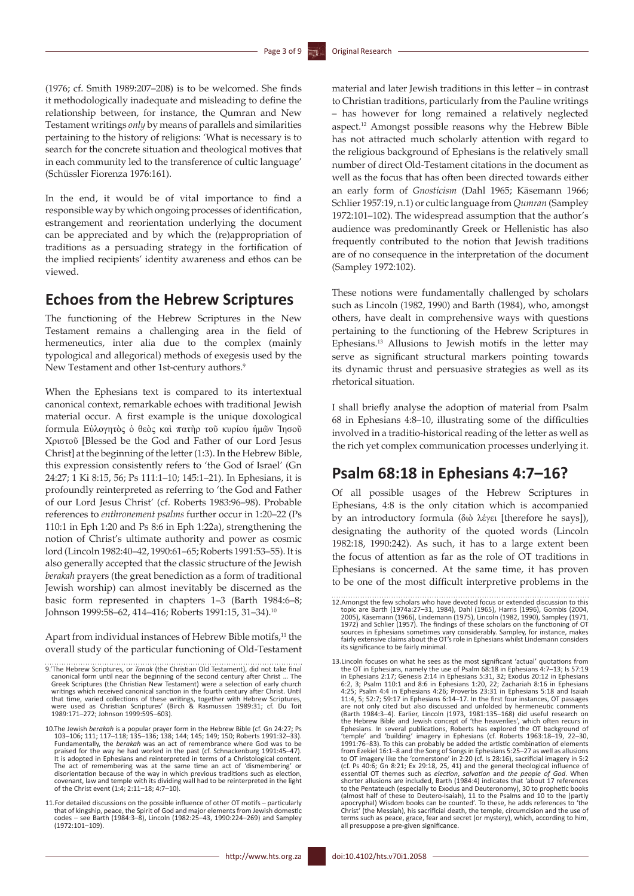(1976; cf. Smith 1989:207–208) is to be welcomed. She finds it methodologically inadequate and misleading to define the relationship between, for instance, the Qumran and New Testament writings *only* by means of parallels and similarities pertaining to the history of religions: 'What is necessary is to search for the concrete situation and theological motives that in each community led to the transference of cultic language' (Schüssler Fiorenza 1976:161).

In the end, it would be of vital importance to find a responsible way by which ongoing processes of identification, estrangement and reorientation underlying the document can be appreciated and by which the (re)appropriation of traditions as a persuading strategy in the fortification of the implied recipients' identity awareness and ethos can be viewed.

## Echoes from the Hebrew Scriptures

The functioning of the Hebrew Scriptures in the New Testament remains a challenging area in the field of hermeneutics, inter alia due to the complex (mainly typological and allegorical) methods of exegesis used by the New Testament and other 1st-century authors.[9]

When the Ephesians text is compared to its intertextual canonical context, remarkable echoes with traditional Jewish material occur. A first example is the unique doxological formula Εὐλογητὸς ὁ θεὸς καὶ πατὴρ τοῦ κυρίου ἡμῶν Ἰησοῦ Χριστοῦ [Blessed be the God and Father of our Lord Jesus Christ] at the beginning of the letter (1:3). In the Hebrew Bible, this expression consistently refers to 'the God of Israel' (Gn 24:27; 1 Ki 8:15, 56; Ps 111:1–10; 145:1–21). In Ephesians, it is profoundly reinterpreted as referring to 'the God and Father of our Lord Jesus Christ' (cf. Roberts 1983:96–98). Probable references to *enthronement psalms* further occur in 1:20–22 (Ps 110:1 in Eph 1:20 and Ps 8:6 in Eph 1:22a), strengthening the notion of Christ's ultimate authority and power as cosmic lord (Lincoln 1982:40–42, 1990:61–65; Roberts 1991:53–55). It is also generally accepted that the classic structure of the Jewish *berakah* prayers (the great benediction as a form of traditional Jewish worship) can almost inevitably be discerned as the basic form represented in chapters 1–3 (Barth 1984:6–8; Johnson 1999:58–62, 414–416; Roberts 1991:15, 31–34).[10]

Apart from individual instances of Hebrew Bible motifs,[11] the overall study of the particular functioning of Old-Testament material and later Jewish traditions in this letter – in contrast to Christian traditions, particularly from the Pauline writings – has however for long remained a relatively neglected aspect.[12] Amongst possible reasons why the Hebrew Bible has not attracted much scholarly attention with regard to the religious background of Ephesians is the relatively small number of direct Old-Testament citations in the document as well as the focus that has often been directed towards either an early form of *Gnosticism* (Dahl 1965; Käsemann 1966; Schlier 1957:19, n.1) or cultic language from *Qumran* (Sampley 1972:101–102). The widespread assumption that the author's audience was predominantly Greek or Hellenistic has also frequently contributed to the notion that Jewish traditions are of no consequence in the interpretation of the document (Sampley 1972:102).

These notions were fundamentally challenged by scholars such as Lincoln (1982, 1990) and Barth (1984), who, amongst others, have dealt in comprehensive ways with questions pertaining to the functioning of the Hebrew Scriptures in Ephesians.[13] Allusions to Jewish motifs in the letter may serve as significant structural markers pointing towards its dynamic thrust and persuasive strategies as well as its rhetorical situation.

I shall briefly analyse the adoption of material from Psalm 68 in Ephesians 4:8–10, illustrating some of the difficulties involved in a traditio-historical reading of the letter as well as the rich yet complex communication processes underlying it.

## Psalm 68:18 in Ephesians 4:7–16?

Of all possible usages of the Hebrew Scriptures in Ephesians, 4:8 is the only citation which is accompanied by an introductory formula (διὸ λέγει [therefore he says]), designating the authority of the quoted words (Lincoln 1982:18, 1990:242). As such, it has to a large extent been the focus of attention as far as the role of OT traditions in Ephesians is concerned. At the same time, it has proven to be one of the most difficult interpretive problems in the

9.'The Hebrew Scriptures, or *Tanak* (the Christian Old Testament), did not take final canonical form until near the beginning of the second century after Christ ... The Greek Scriptures (the Christian New Testament) were a selection of early church writings which received canonical sanction in the fourth century after Christ. Until that time, varied collections of these writings, together with Hebrew Scriptures, were used as Christian Scriptures' (Birch & Rasmussen 1989:31; cf. Du Toit 1989:171–272; Johnson 1999:595–603).

10.The Jewish *berakah* is a popular prayer form in the Hebrew Bible (cf. Gn 24:27; Ps 103–106; 111; 117–118; 135–136; 138; 144; 145; 149; 150; Roberts 1991:32–33). Fundamentally, the *berakah* was an act of remembrance where God was to be praised for the way he had worked in the past (cf. Schnackenburg 1991:45–47). It is adopted in Ephesians and reinterpreted in terms of a Christological content. The act of remembering was at the same time an act of 'dismembering' or disorientation because of the way in which previous traditions such as election, covenant, law and temple with its dividing wall had to be reinterpreted in the light of the Christ event (1:4; 2:11–18; 4:7–10).

11.For detailed discussions on the possible influence of other OT motifs – particularly that of kingship, peace, the Spirit of God and major elements from Jewish domestic codes – see Barth (1984:3–8), Lincoln (1982:25–43, 1990:224–269) and Sampley (1972:101–109).

12.Amongst the few scholars who have devoted focus or extended discussion to this topic are Barth (1974a:27–31, 1984), Dahl (1965), Harris (1996), Gombis (2004, 2005), Käsemann (1966), Lindemann (1975), Lincoln (1982, 1990), Sampley (1971, 1972) and Schlier (1957). The findings of these scholars on the functioning of OT sources in Ephesians sometimes vary considerably. Sampley, for instance, makes fairly extensive claims about the OT's role in Ephesians whilst Lindemann considers its significance to be fairly minimal.

13.Lincoln focuses on what he sees as the most significant 'actual' quotations from the OT in Ephesians, namely the use of Psalm 68:18 in Ephesians 4:7–13; Is 57:19 in Ephesians 2:17; Genesis 2:14 in Ephesians 5:31, 32; Exodus 20:12 in Ephesians 6:2, 3; Psalm 110:1 and 8:6 in Ephesians 1:20, 22; Zachariah 8:16 in Ephesians 4:25; Psalm 4:4 in Ephesians 4:26; Proverbs 23:31 in Ephesians 5:18 and Isaiah 11:4, 5; 52:7; 59:17 in Ephesians 6:14–17. In the first four instances, OT passages are not only cited but also discussed and unfolded by hermeneutic comments (Barth 1984:3–4). Earlier, Lincoln (1973, 1981:135–168) did useful research on the Hebrew Bible and Jewish concept of 'the heavenlies', which often recurs in Ephesians. In several publications, Roberts has explored the OT background of 'temple' and 'building' imagery in Ephesians (cf. Roberts 1963:18–19, 22–30, 1991:76–83). To this can probably be added the artistic combination of elements from Ezekiel 16:1–8 and the Song of Songs in Ephesians 5:25–27 as well as allusions to OT imagery like the 'cornerstone' in 2:20 (cf. Is 28:16), sacrificial imagery in 5:2 (cf. Ps 40:6; Gn 8:21; Ex 29:18, 25, 41) and the general theological influence of essential OT themes such as *election*, *salvation* and *the people of God*. When shorter allusions are included, Barth (1984:4) indicates that 'about 17 references to the Pentateuch (especially to Exodus and Deuteronomy), 30 to prophetic books (almost half of these to Deutero-Isaiah), 11 to the Psalms and 10 to the (partly apocryphal) Wisdom books can be counted'. To these, he adds references to 'the Christ' (the Messiah), his sacrificial death, the temple, circumcision and the use of terms such as peace, grace, fear and secret (or mystery), which, according to him, all presuppose a pre-given significance.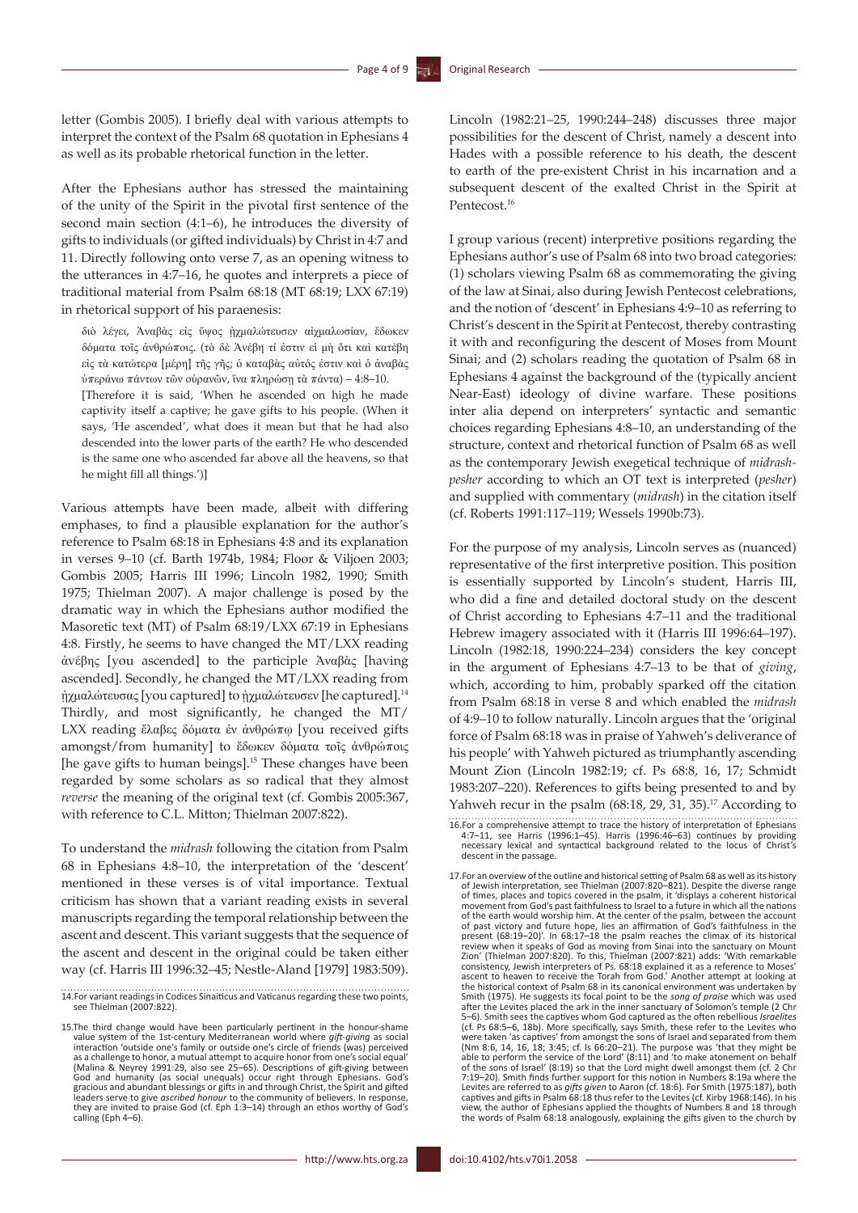letter (Gombis 2005). I briefly deal with various attempts to interpret the context of the Psalm 68 quotation in Ephesians 4 as well as its probable rhetorical function in the letter.

After the Ephesians author has stressed the maintaining of the unity of the Spirit in the pivotal first sentence of the second main section (4:1–6), he introduces the diversity of gifts to individuals (or gifted individuals) by Christ in 4:7 and 11. Directly following onto verse 7, as an opening witness to the utterances in 4:7–16, he quotes and interprets a piece of traditional material from Psalm 68:18 (MT 68:19; LXX 67:19) in rhetorical support of his paraenesis:

> διὸ λέγει, Ἀναβὰς εἰς ὕψος ᾐχμαλώτευσεν αἰχμαλωσίαν, ἔδωκεν δόματα τοῖς ἀνθρώποις. (τὸ δὲ Ἀνέβη τί ἐστιν εἰ μὴ ὅτι καὶ κατέβη εἰς τὰ κατώτερα [μέρη] τῆς γῆς; ὁ καταβὰς αὐτός ἐστιν καὶ ὁ ἀναβὰς ὑπεράνω πάντων τῶν οὐρανῶν, ἵνα πληρώσῃ τὰ πάντα) – 4:8–10.
>
> [Therefore it is said, 'When he ascended on high he made captivity itself a captive; he gave gifts to his people. (When it says, 'He ascended', what does it mean but that he had also descended into the lower parts of the earth? He who descended is the same one who ascended far above all the heavens, so that he might fill all things.')]

Various attempts have been made, albeit with differing emphases, to find a plausible explanation for the author's reference to Psalm 68:18 in Ephesians 4:8 and its explanation in verses 9–10 (cf. Barth 1974b, 1984; Floor & Viljoen 2003; Gombis 2005; Harris III 1996; Lincoln 1982, 1990; Smith 1975; Thielman 2007). A major challenge is posed by the dramatic way in which the Ephesians author modified the Masoretic text (MT) of Psalm 68:19/LXX 67:19 in Ephesians 4:8. Firstly, he seems to have changed the MT/LXX reading ἀνέβης [you ascended] to the participle Ἀναβὰς [having ascended]. Secondly, he changed the MT/LXX reading from ᾐχμαλώτευσας [you captured] to ᾐχμαλώτευσεν [he captured].[14] Thirdly, and most significantly, he changed the MT/LXX reading ἔλαβες δόματα ἐν ἀνθρώπῳ [you received gifts amongst/from humanity] to ἔδωκεν δόματα τοῖς ἀνθρώποις [he gave gifts to human beings].[15] These changes have been regarded by some scholars as so radical that they almost *reverse* the meaning of the original text (cf. Gombis 2005:367, with reference to C.L. Mitton; Thielman 2007:822).

To understand the *midrash* following the citation from Psalm 68 in Ephesians 4:8–10, the interpretation of the 'descent' mentioned in these verses is of vital importance. Textual criticism has shown that a variant reading exists in several manuscripts regarding the temporal relationship between the ascent and descent. This variant suggests that the sequence of the ascent and descent in the original could be taken either way (cf. Harris III 1996:32–45; Nestle-Aland [1979] 1983:509).

Lincoln (1982:21–25, 1990:244–248) discusses three major possibilities for the descent of Christ, namely a descent into Hades with a possible reference to his death, the descent to earth of the pre-existent Christ in his incarnation and a subsequent descent of the exalted Christ in the Spirit at Pentecost.[16]

I group various (recent) interpretive positions regarding the Ephesians author's use of Psalm 68 into two broad categories: (1) scholars viewing Psalm 68 as commemorating the giving of the law at Sinai, also during Jewish Pentecost celebrations, and the notion of 'descent' in Ephesians 4:9–10 as referring to Christ's descent in the Spirit at Pentecost, thereby contrasting it with and reconfiguring the descent of Moses from Mount Sinai; and (2) scholars reading the quotation of Psalm 68 in Ephesians 4 against the background of the (typically ancient Near-East) ideology of divine warfare. These positions inter alia depend on interpreters' syntactic and semantic choices regarding Ephesians 4:8–10, an understanding of the structure, context and rhetorical function of Psalm 68 as well as the contemporary Jewish exegetical technique of *midrash-pesher* according to which an OT text is interpreted (*pesher*) and supplied with commentary (*midrash*) in the citation itself (cf. Roberts 1991:117–119; Wessels 1990b:73).

For the purpose of my analysis, Lincoln serves as (nuanced) representative of the first interpretive position. This position is essentially supported by Lincoln's student, Harris III, who did a fine and detailed doctoral study on the descent of Christ according to Ephesians 4:7–11 and the traditional Hebrew imagery associated with it (Harris III 1996:64–197). Lincoln (1982:18, 1990:224–234) considers the key concept in the argument of Ephesians 4:7–13 to be that of *giving*, which, according to him, probably sparked off the citation from Psalm 68:18 in verse 8 and which enabled the *midrash* of 4:9–10 to follow naturally. Lincoln argues that the 'original force of Psalm 68:18 was in praise of Yahweh's deliverance of his people' with Yahweh pictured as triumphantly ascending Mount Zion (Lincoln 1982:19; cf. Ps 68:8, 16, 17; Schmidt 1983:207–220). References to gifts being presented to and by Yahweh recur in the psalm (68:18, 29, 31, 35).[17] According to

---

14. For variant readings in Codices Sinaiticus and Vaticanus regarding these two points, see Thielman (2007:822).

15. The third change would have been particularly pertinent in the honour-shame value system of the 1st-century Mediterranean world where *gift-giving* as social interaction 'outside one's family or outside one's circle of friends (was) perceived as a challenge to honor, a mutual attempt to acquire honor from one's social equal' (Malina & Neyrey 1991:29, also see 25–65). Descriptions of gift-giving between God and humanity (as social unequals) occur right through Ephesians. God's gracious and abundant blessings or gifts in and through Christ, the Spirit and gifted leaders serve to give *ascribed honour* to the community of believers. In response, they are invited to praise God (cf. Eph 1:3–14) through an ethos worthy of God's calling (Eph 4–6).

16. For a comprehensive attempt to trace the history of interpretation of Ephesians 4:7–11, see Harris (1996:1–45). Harris (1996:46–63) continues by providing necessary lexical and syntactical background related to the locus of Christ's descent in the passage.

17. For an overview of the outline and historical setting of Psalm 68 as well as its history of Jewish interpretation, see Thielman (2007:820–821). Despite the diverse range of times, places and topics covered in the psalm, it 'displays a coherent historical movement from God's past faithfulness to Israel to a future in which all the nations of the earth would worship him. At the center of the psalm, between the account of past victory and future hope, lies an affirmation of God's faithfulness in the present (68:19–20)'. In 68:17–18 the psalm reaches the climax of its historical review when it speaks of God as moving from Sinai into the sanctuary on Mount Zion' (Thielman 2007:820). To this, Thielman (2007:821) adds: 'With remarkable consistency, Jewish interpreters of Ps. 68:18 explained it as a reference to Moses' ascent to heaven to receive the Torah from God.' Another attempt at looking at the historical context of Psalm 68 in its canonical environment was undertaken by Smith (1975). He suggests its focal point to be the *song of praise* which was used after the Levites placed the ark in the inner sanctuary of Solomon's temple (2 Chr 5–6). Smith sees the captives whom God captured as the often rebellious *Israelites* (cf. Ps 68:5–6, 18b). More specifically, says Smith, these refer to the Levites who were taken 'as captives' from amongst the sons of Israel and separated from them (Nm 8:6, 14, 16, 18; 3:45; cf. Is 66:20–21). The purpose was 'that they might be able to perform the service of the Lord' (8:11) and 'to make atonement on behalf of the sons of Israel' (8:19) so that the Lord might dwell amongst them (cf. 2 Chr 7:19–20). Smith finds further support for this notion in Numbers 8:19a where the Levites are referred to as *gifts given* to Aaron (cf. 18:6). For Smith (1975:187), both captives and gifts in Psalm 68:18 thus refer to the Levites (cf. Kirby 1968:146). In his view, the author of Ephesians applied the thoughts of Numbers 8 and 18 through the words of Psalm 68:18 analogously, explaining the gifts given to the church by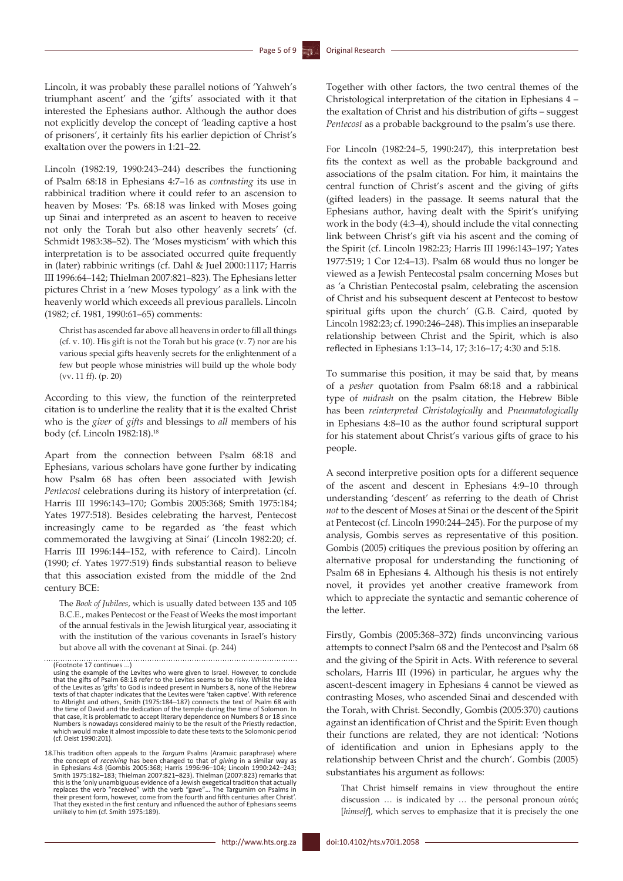Lincoln, it was probably these parallel notions of 'Yahweh's triumphant ascent' and the 'gifts' associated with it that interested the Ephesians author. Although the author does not explicitly develop the concept of 'leading captive a host of prisoners', it certainly fits his earlier depiction of Christ's exaltation over the powers in 1:21–22.

Lincoln (1982:19, 1990:243–244) describes the functioning of Psalm 68:18 in Ephesians 4:7–16 as *contrasting* its use in rabbinical tradition where it could refer to an ascension to heaven by Moses: 'Ps. 68:18 was linked with Moses going up Sinai and interpreted as an ascent to heaven to receive not only the Torah but also other heavenly secrets' (cf. Schmidt 1983:38–52). The 'Moses mysticism' with which this interpretation is to be associated occurred quite frequently in (later) rabbinic writings (cf. Dahl & Juel 2000:1117; Harris III 1996:64–142; Thielman 2007:821–823). The Ephesians letter pictures Christ in a 'new Moses typology' as a link with the heavenly world which exceeds all previous parallels. Lincoln (1982; cf. 1981, 1990:61–65) comments:

> Christ has ascended far above all heavens in order to fill all things (cf. v. 10). His gift is not the Torah but his grace (v. 7) nor are his various special gifts heavenly secrets for the enlightenment of a few but people whose ministries will build up the whole body (vv. 11 ff). (p. 20)

According to this view, the function of the reinterpreted citation is to underline the reality that it is the exalted Christ who is the *giver* of *gifts* and blessings to *all* members of his body (cf. Lincoln 1982:18).[18]

Apart from the connection between Psalm 68:18 and Ephesians, various scholars have gone further by indicating how Psalm 68 has often been associated with Jewish *Pentecost* celebrations during its history of interpretation (cf. Harris III 1996:143–170; Gombis 2005:368; Smith 1975:184; Yates 1977:518). Besides celebrating the harvest, Pentecost increasingly came to be regarded as 'the feast which commemorated the lawgiving at Sinai' (Lincoln 1982:20; cf. Harris III 1996:144–152, with reference to Caird). Lincoln (1990; cf. Yates 1977:519) finds substantial reason to believe that this association existed from the middle of the 2nd century BCE:

> The *Book of Jubilees*, which is usually dated between 135 and 105 B.C.E., makes Pentecost or the Feast of Weeks the most important of the annual festivals in the Jewish liturgical year, associating it with the institution of the various covenants in Israel's history but above all with the covenant at Sinai. (p. 244)

Together with other factors, the two central themes of the Christological interpretation of the citation in Ephesians 4 – the exaltation of Christ and his distribution of gifts – suggest *Pentecost* as a probable background to the psalm's use there.

For Lincoln (1982:24–5, 1990:247), this interpretation best fits the context as well as the probable background and associations of the psalm citation. For him, it maintains the central function of Christ's ascent and the giving of gifts (gifted leaders) in the passage. It seems natural that the Ephesians author, having dealt with the Spirit's unifying work in the body (4:3–4), should include the vital connecting link between Christ's gift via his ascent and the coming of the Spirit (cf. Lincoln 1982:23; Harris III 1996:143–197; Yates 1977:519; 1 Cor 12:4–13). Psalm 68 would thus no longer be viewed as a Jewish Pentecostal psalm concerning Moses but as 'a Christian Pentecostal psalm, celebrating the ascension of Christ and his subsequent descent at Pentecost to bestow spiritual gifts upon the church' (G.B. Caird, quoted by Lincoln 1982:23; cf. 1990:246–248). This implies an inseparable relationship between Christ and the Spirit, which is also reflected in Ephesians 1:13–14, 17; 3:16–17; 4:30 and 5:18.

To summarise this position, it may be said that, by means of a *pesher* quotation from Psalm 68:18 and a rabbinical type of *midrash* on the psalm citation, the Hebrew Bible has been *reinterpreted Christologically* and *Pneumatologically* in Ephesians 4:8–10 as the author found scriptural support for his statement about Christ's various gifts of grace to his people.

A second interpretive position opts for a different sequence of the ascent and descent in Ephesians 4:9–10 through understanding 'descent' as referring to the death of Christ *not* to the descent of Moses at Sinai or the descent of the Spirit at Pentecost (cf. Lincoln 1990:244–245). For the purpose of my analysis, Gombis serves as representative of this position. Gombis (2005) critiques the previous position by offering an alternative proposal for understanding the functioning of Psalm 68 in Ephesians 4. Although his thesis is not entirely novel, it provides yet another creative framework from which to appreciate the syntactic and semantic coherence of the letter.

Firstly, Gombis (2005:368–372) finds unconvincing various attempts to connect Psalm 68 and the Pentecost and Psalm 68 and the giving of the Spirit in Acts. With reference to several scholars, Harris III (1996) in particular, he argues why the ascent-descent imagery in Ephesians 4 cannot be viewed as contrasting Moses, who ascended Sinai and descended with the Torah, with Christ. Secondly, Gombis (2005:370) cautions against an identification of Christ and the Spirit: Even though their functions are related, they are not identical: 'Notions of identification and union in Ephesians apply to the relationship between Christ and the church'. Gombis (2005) substantiates his argument as follows:

> That Christ himself remains in view throughout the entire discussion … is indicated by … the personal pronoun αὐτός [*himself*], which serves to emphasize that it is precisely the one

---

(Footnote 17 continues ...)
using the example of the Levites who were given to Israel. However, to conclude that the gifts of Psalm 68:18 refer to the Levites seems to be risky. Whilst the idea of the Levites as 'gifts' to God is indeed present in Numbers 8, none of the Hebrew texts of that chapter indicates that the Levites were 'taken captive'. With reference to Albright and others, Smith (1975:184–187) connects the text of Psalm 68 with the time of David and the dedication of the temple during the time of Solomon. In that case, it is problematic to accept literary dependence on Numbers 8 or 18 since Numbers is nowadays considered mainly to be the result of the Priestly redaction, which would make it almost impossible to date these texts to the Solomonic period (cf. Deist 1990:201).

18. This tradition often appeals to the *Targum* Psalms (Aramaic paraphrase) where the concept of *receiving* has been changed to that of *giving* in a similar way as in Ephesians 4:8 (Gombis 2005:368; Harris 1996:96–104; Lincoln 1990:242–243; Smith 1975:182–183; Thielman 2007:821–823). Thielman (2007:823) remarks that this is the 'only unambiguous evidence of a Jewish exegetical tradition that actually replaces the verb "received" with the verb "gave"... The Targumim on Psalms in their present form, however, come from the fourth and fifth centuries after Christ'. That they existed in the first century and influenced the author of Ephesians seems unlikely to him (cf. Smith 1975:189).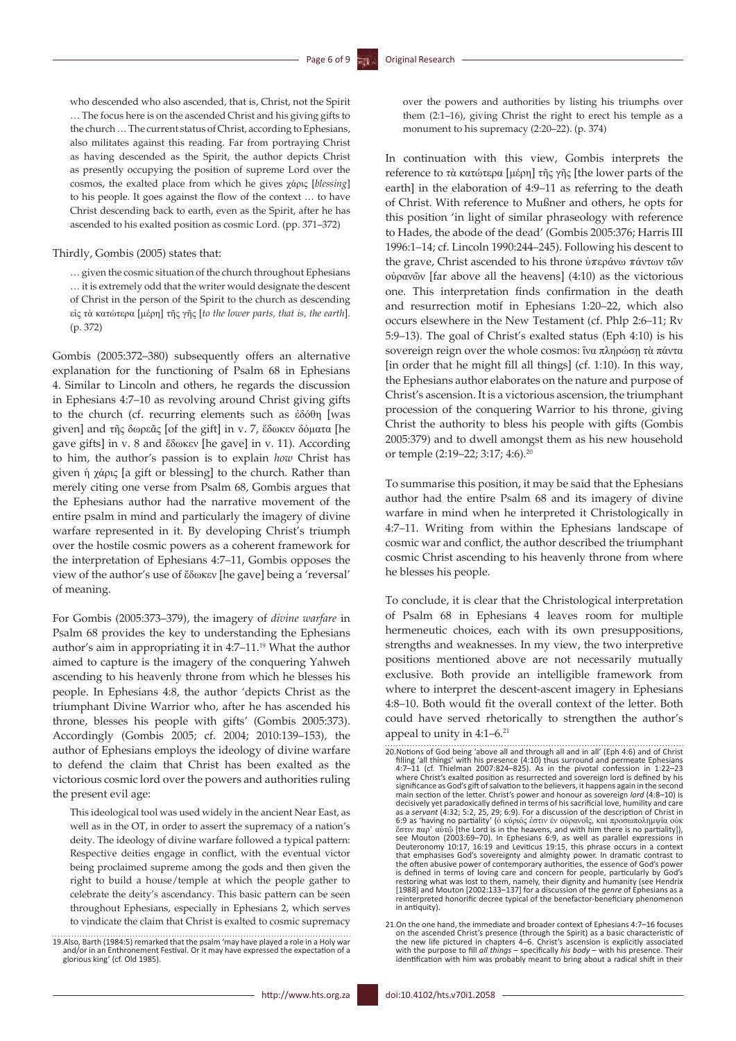> who descended who also ascended, that is, Christ, not the Spirit … The focus here is on the ascended Christ and his giving gifts to the church … The current status of Christ, according to Ephesians, also militates against this reading. Far from portraying Christ as having descended as the Spirit, the author depicts Christ as presently occupying the position of supreme Lord over the cosmos, the exalted place from which he gives χάρις [*blessing*] to his people. It goes against the flow of the context … to have Christ descending back to earth, even as the Spirit, after he has ascended to his exalted position as cosmic Lord. (pp. 371–372)

Thirdly, Gombis (2005) states that:

> … given the cosmic situation of the church throughout Ephesians … it is extremely odd that the writer would designate the descent of Christ in the person of the Spirit to the church as descending εἰς τὰ κατώτερα [μέρη] τῆς γῆς [*to the lower parts, that is, the earth*]. (p. 372)

Gombis (2005:372–380) subsequently offers an alternative explanation for the functioning of Psalm 68 in Ephesians 4. Similar to Lincoln and others, he regards the discussion in Ephesians 4:7–10 as revolving around Christ giving gifts to the church (cf. recurring elements such as ἐδόθη [was given] and τῆς δωρεᾶς [of the gift] in v. 7, ἔδωκεν δόματα [he gave gifts] in v. 8 and ἔδωκεν [he gave] in v. 11). According to him, the author's passion is to explain *how* Christ has given ἡ χάρις [a gift or blessing] to the church. Rather than merely citing one verse from Psalm 68, Gombis argues that the Ephesians author had the narrative movement of the entire psalm in mind and particularly the imagery of divine warfare represented in it. By developing Christ's triumph over the hostile cosmic powers as a coherent framework for the interpretation of Ephesians 4:7–11, Gombis opposes the view of the author's use of ἔδωκεν [he gave] being a 'reversal' of meaning.

For Gombis (2005:373–379), the imagery of *divine warfare* in Psalm 68 provides the key to understanding the Ephesians author's aim in appropriating it in 4:7–11.[19] What the author aimed to capture is the imagery of the conquering Yahweh ascending to his heavenly throne from which he blesses his people. In Ephesians 4:8, the author 'depicts Christ as the triumphant Divine Warrior who, after he has ascended his throne, blesses his people with gifts' (Gombis 2005:373). Accordingly (Gombis 2005; cf. 2004; 2010:139–153), the author of Ephesians employs the ideology of divine warfare to defend the claim that Christ has been exalted as the victorious cosmic lord over the powers and authorities ruling the present evil age:

> This ideological tool was used widely in the ancient Near East, as well as in the OT, in order to assert the supremacy of a nation's deity. The ideology of divine warfare followed a typical pattern: Respective deities engage in conflict, with the eventual victor being proclaimed supreme among the gods and then given the right to build a house/temple at which the people gather to celebrate the deity's ascendancy. This basic pattern can be seen throughout Ephesians, especially in Ephesians 2, which serves to vindicate the claim that Christ is exalted to cosmic supremacy over the powers and authorities by listing his triumphs over them (2:1–16), giving Christ the right to erect his temple as a monument to his supremacy (2:20–22). (p. 374)

In continuation with this view, Gombis interprets the reference to τὰ κατώτερα [μέρη] τῆς γῆς [the lower parts of the earth] in the elaboration of 4:9–11 as referring to the death of Christ. With reference to Mußner and others, he opts for this position 'in light of similar phraseology with reference to Hades, the abode of the dead' (Gombis 2005:376; Harris III 1996:1–14; cf. Lincoln 1990:244–245). Following his descent to the grave, Christ ascended to his throne ὑπεράνω πάντων τῶν οὐρανῶν [far above all the heavens] (4:10) as the victorious one. This interpretation finds confirmation in the death and resurrection motif in Ephesians 1:20–22, which also occurs elsewhere in the New Testament (cf. Phlp 2:6–11; Rv 5:9–13). The goal of Christ's exalted status (Eph 4:10) is his sovereign reign over the whole cosmos: ἵνα πληρώσῃ τὰ πάντα [in order that he might fill all things] (cf. 1:10). In this way, the Ephesians author elaborates on the nature and purpose of Christ's ascension. It is a victorious ascension, the triumphant procession of the conquering Warrior to his throne, giving Christ the authority to bless his people with gifts (Gombis 2005:379) and to dwell amongst them as his new household or temple (2:19–22; 3:17; 4:6).[20]

To summarise this position, it may be said that the Ephesians author had the entire Psalm 68 and its imagery of divine warfare in mind when he interpreted it Christologically in 4:7–11. Writing from within the Ephesians landscape of cosmic war and conflict, the author described the triumphant cosmic Christ ascending to his heavenly throne from where he blesses his people.

To conclude, it is clear that the Christological interpretation of Psalm 68 in Ephesians 4 leaves room for multiple hermeneutic choices, each with its own presuppositions, strengths and weaknesses. In my view, the two interpretive positions mentioned above are not necessarily mutually exclusive. Both provide an intelligible framework from where to interpret the descent-ascent imagery in Ephesians 4:8–10. Both would fit the overall context of the letter. Both could have served rhetorically to strengthen the author's appeal to unity in 4:1–6.[21]

19. Also, Barth (1984:5) remarked that the psalm 'may have played a role in a Holy war and/or in an Enthronement Festival. Or it may have expressed the expectation of a glorious king' (cf. Old 1985).

20. Notions of God being 'above all and through all and in all' (Eph 4:6) and of Christ filling 'all things' with his presence (4:10) thus surround and permeate Ephesians 4:7–11 (cf. Thielman 2007:824–825). As in the pivotal confession in 1:22–23 where Christ's exalted position as resurrected and sovereign lord is defined by his significance as God's gift of salvation to the believers, it happens again in the second main section of the letter. Christ's power and honour as sovereign *lord* (4:8–10) is decisively yet paradoxically defined in terms of his sacrificial love, humility and care as a *servant* (4:32; 5:2, 25, 29; 6:9). For a discussion of the description of Christ in 6:9 as 'having no partiality' (ὁ κύριός ἐστιν ἐν οὐρανοῖς, καὶ προσωπολημψία οὐκ ἔστιν παρ' αὐτῷ [the Lord is in the heavens, and with him there is no partiality]), see Mouton (2003:69–70). In Ephesians 6:9, as well as parallel expressions in Deuteronomy 10:17, 16:19 and Leviticus 19:15, this phrase occurs in a context that emphasises God's sovereignty and almighty power. In dramatic contrast to the often abusive power of contemporary authorities, the essence of God's power is defined in terms of loving care and concern for people, particularly by God's restoring what was lost to them, namely, their dignity and humanity (see Hendrix [1988] and Mouton [2002:133–137] for a discussion of the *genre* of Ephesians as a reinterpreted honorific decree typical of the benefactor-beneficiary phenomenon in antiquity).

21. On the one hand, the immediate and broader context of Ephesians 4:7–16 focuses on the ascended Christ's presence (through the Spirit) as a basic characteristic of the new life pictured in chapters 4–6. Christ's ascension is explicitly associated with the purpose to fill *all things* – specifically *his body* – with his presence. Their identification with him was probably meant to bring about a radical shift in their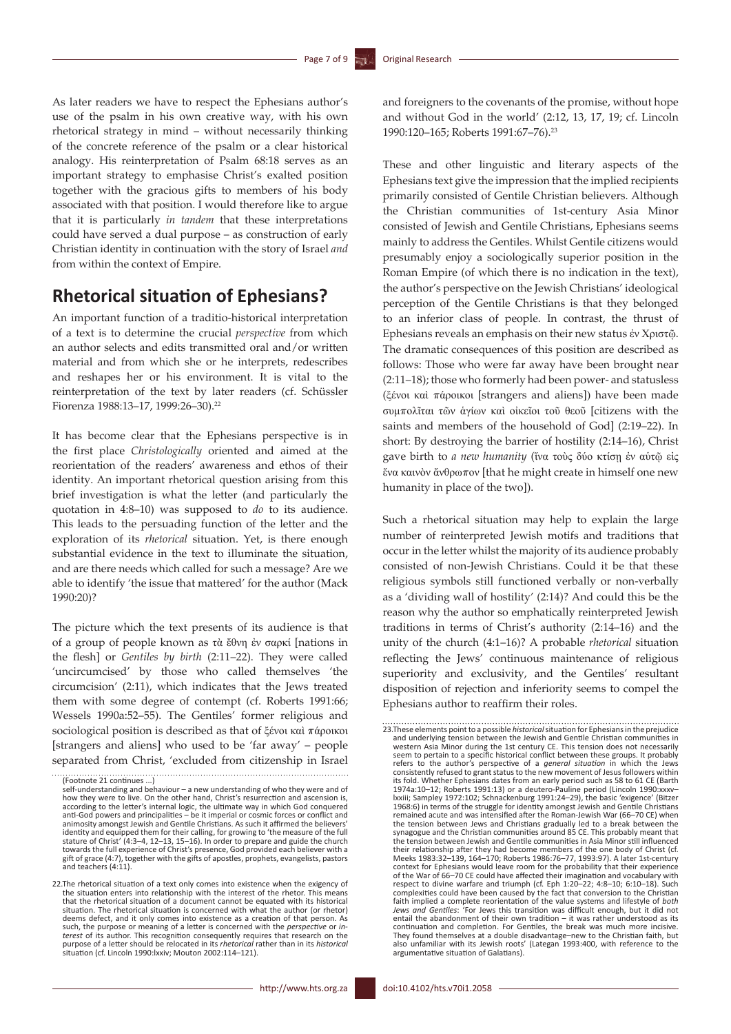As later readers we have to respect the Ephesians author's use of the psalm in his own creative way, with his own rhetorical strategy in mind – without necessarily thinking of the concrete reference of the psalm or a clear historical analogy. His reinterpretation of Psalm 68:18 serves as an important strategy to emphasise Christ's exalted position together with the gracious gifts to members of his body associated with that position. I would therefore like to argue that it is particularly *in tandem* that these interpretations could have served a dual purpose – as construction of early Christian identity in continuation with the story of Israel *and* from within the context of Empire.

## Rhetorical situation of Ephesians?

An important function of a traditio-historical interpretation of a text is to determine the crucial *perspective* from which an author selects and edits transmitted oral and/or written material and from which she or he interprets, redescribes and reshapes her or his environment. It is vital to the reinterpretation of the text by later readers (cf. Schüssler Fiorenza 1988:13–17, 1999:26–30).[22]

It has become clear that the Ephesians perspective is in the first place *Christologically* oriented and aimed at the reorientation of the readers' awareness and ethos of their identity. An important rhetorical question arising from this brief investigation is what the letter (and particularly the quotation in 4:8–10) was supposed to *do* to its audience. This leads to the persuading function of the letter and the exploration of its *rhetorical* situation. Yet, is there enough substantial evidence in the text to illuminate the situation, and are there needs which called for such a message? Are we able to identify 'the issue that mattered' for the author (Mack 1990:20)?

The picture which the text presents of its audience is that of a group of people known as τὰ ἔθνη ἐν σαρκί [nations in the flesh] or *Gentiles by birth* (2:11–22). They were called 'uncircumcised' by those who called themselves 'the circumcision' (2:11), which indicates that the Jews treated them with some degree of contempt (cf. Roberts 1991:66; Wessels 1990a:52–55). The Gentiles' former religious and sociological position is described as that of ξένοι καὶ πάροικοι [strangers and aliens] who used to be 'far away' – people separated from Christ, 'excluded from citizenship in Israel and foreigners to the covenants of the promise, without hope and without God in the world' (2:12, 13, 17, 19; cf. Lincoln 1990:120–165; Roberts 1991:67–76).[23]

These and other linguistic and literary aspects of the Ephesians text give the impression that the implied recipients primarily consisted of Gentile Christian believers. Although the Christian communities of 1st-century Asia Minor consisted of Jewish and Gentile Christians, Ephesians seems mainly to address the Gentiles. Whilst Gentile citizens would presumably enjoy a sociologically superior position in the Roman Empire (of which there is no indication in the text), the author's perspective on the Jewish Christians' ideological perception of the Gentile Christians is that they belonged to an inferior class of people. In contrast, the thrust of Ephesians reveals an emphasis on their new status ἐν Χριστῷ. The dramatic consequences of this position are described as follows: Those who were far away have been brought near (2:11–18); those who formerly had been power- and statusless (ξένοι καὶ πάροικοι [strangers and aliens]) have been made συμπολῖται τῶν ἁγίων καὶ οἰκεῖοι τοῦ θεοῦ [citizens with the saints and members of the household of God] (2:19–22). In short: By destroying the barrier of hostility (2:14–16), Christ gave birth to *a new humanity* (ἵνα τοὺς δύο κτίσῃ ἐν αὐτῷ εἰς ἕνα καινὸν ἄνθρωπον [that he might create in himself one new humanity in place of the two]).

Such a rhetorical situation may help to explain the large number of reinterpreted Jewish motifs and traditions that occur in the letter whilst the majority of its audience probably consisted of non-Jewish Christians. Could it be that these religious symbols still functioned verbally or non-verbally as a 'dividing wall of hostility' (2:14)? And could this be the reason why the author so emphatically reinterpreted Jewish traditions in terms of Christ's authority (2:14–16) and the unity of the church (4:1–16)? A probable *rhetorical* situation reflecting the Jews' continuous maintenance of religious superiority and exclusivity, and the Gentiles' resultant disposition of rejection and inferiority seems to compel the Ephesians author to reaffirm their roles.

(Footnote 21 continues ...)
self-understanding and behaviour – a new understanding of who they were and of how they were to live. On the other hand, Christ's resurrection and ascension is, according to the letter's internal logic, the ultimate way in which God conquered anti-God powers and principalities – be it imperial or cosmic forces or conflict and animosity amongst Jewish and Gentile Christians. As such it affirmed the believers' identity and equipped them for their calling, for growing to 'the measure of the full stature of Christ' (4:3–4, 12–13, 15–16). In order to prepare and guide the church towards the full experience of Christ's presence, God provided each believer with a gift of grace (4:7), together with the gifts of apostles, prophets, evangelists, pastors and teachers (4:11).

22.The rhetorical situation of a text only comes into existence when the exigency of the situation enters into relationship with the interest of the rhetor. This means that the rhetorical situation of a document cannot be equated with its historical situation. The rhetorical situation is concerned with what the author (or rhetor) deems defect, and it only comes into existence as a creation of that person. As such, the purpose or meaning of a letter is concerned with the *perspective* or *interest* of its author. This recognition consequently requires that research on the purpose of a letter should be relocated in its *rhetorical* rather than in its *historical* situation (cf. Lincoln 1990:lxxiv; Mouton 2002:114–121).

23.These elements point to a possible *historical* situation for Ephesians in the prejudice and underlying tension between the Jewish and Gentile Christian communities in western Asia Minor during the 1st century CE. This tension does not necessarily seem to pertain to a specific historical conflict between these groups. It probably refers to the author's perspective of a *general situation* in which the Jews consistently refused to grant status to the new movement of Jesus followers within its fold. Whether Ephesians dates from an early period such as 58 to 61 CE (Barth 1974a:10–12; Roberts 1991:13) or a deutero-Pauline period (Lincoln 1990:xxxv–lxxiii; Sampley 1972:102; Schnackenburg 1991:24–29), the basic 'exigence' (Bitzer 1968:6) in terms of the struggle for identity amongst Jewish and Gentile Christians remained acute and was intensified after the Roman-Jewish War (66–70 CE) when the tension between Jews and Christians gradually led to a break between the synagogue and the Christian communities around 85 CE. This probably meant that the tension between Jewish and Gentile communities in Asia Minor still influenced their relationship after they had become members of the one body of Christ (cf. Meeks 1983:32–139, 164–170; Roberts 1986:76–77, 1993:97). A later 1st-century context for Ephesians would leave room for the probability that their experience of the War of 66–70 CE could have affected their imagination and vocabulary with respect to divine warfare and triumph (cf. Eph 1:20–22; 4:8–10; 6:10–18). Such complexities could have been caused by the fact that conversion to the Christian faith implied a complete reorientation of the value systems and lifestyle of *both Jews and Gentiles*: 'For Jews this transition was difficult enough, but it did not entail the abandonment of their own tradition – it was rather understood as its continuation and completion. For Gentiles, the break was much more incisive. They found themselves at a double disadvantage–new to the Christian faith, but also unfamiliar with its Jewish roots' (Lategan 1993:400, with reference to the argumentative situation of Galatians).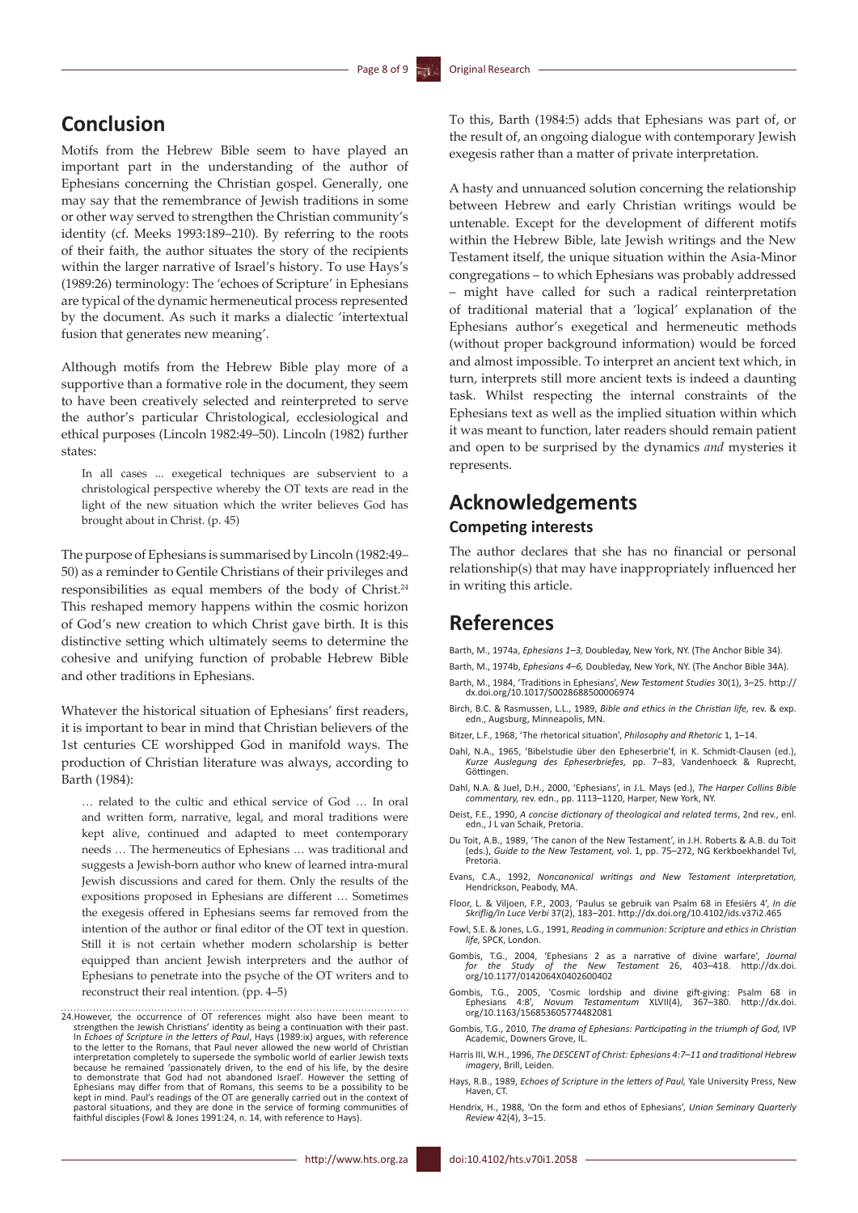## Conclusion

Motifs from the Hebrew Bible seem to have played an important part in the understanding of the author of Ephesians concerning the Christian gospel. Generally, one may say that the remembrance of Jewish traditions in some or other way served to strengthen the Christian community's identity (cf. Meeks 1993:189–210). By referring to the roots of their faith, the author situates the story of the recipients within the larger narrative of Israel's history. To use Hays's (1989:26) terminology: The 'echoes of Scripture' in Ephesians are typical of the dynamic hermeneutical process represented by the document. As such it marks a dialectic 'intertextual fusion that generates new meaning'.

Although motifs from the Hebrew Bible play more of a supportive than a formative role in the document, they seem to have been creatively selected and reinterpreted to serve the author's particular Christological, ecclesiological and ethical purposes (Lincoln 1982:49–50). Lincoln (1982) further states:

> In all cases ... exegetical techniques are subservient to a christological perspective whereby the OT texts are read in the light of the new situation which the writer believes God has brought about in Christ. (p. 45)

The purpose of Ephesians is summarised by Lincoln (1982:49–50) as a reminder to Gentile Christians of their privileges and responsibilities as equal members of the body of Christ.[24] This reshaped memory happens within the cosmic horizon of God's new creation to which Christ gave birth. It is this distinctive setting which ultimately seems to determine the cohesive and unifying function of probable Hebrew Bible and other traditions in Ephesians.

Whatever the historical situation of Ephesians' first readers, it is important to bear in mind that Christian believers of the 1st centuries CE worshipped God in manifold ways. The production of Christian literature was always, according to Barth (1984):

> … related to the cultic and ethical service of God … In oral and written form, narrative, legal, and moral traditions were kept alive, continued and adapted to meet contemporary needs … The hermeneutics of Ephesians … was traditional and suggests a Jewish-born author who knew of learned intra-mural Jewish discussions and cared for them. Only the results of the expositions proposed in Ephesians are different … Sometimes the exegesis offered in Ephesians seems far removed from the intention of the author or final editor of the OT text in question. Still it is not certain whether modern scholarship is better equipped than ancient Jewish interpreters and the author of Ephesians to penetrate into the psyche of the OT writers and to reconstruct their real intention. (pp. 4–5)

To this, Barth (1984:5) adds that Ephesians was part of, or the result of, an ongoing dialogue with contemporary Jewish exegesis rather than a matter of private interpretation.

A hasty and unnuanced solution concerning the relationship between Hebrew and early Christian writings would be untenable. Except for the development of different motifs within the Hebrew Bible, late Jewish writings and the New Testament itself, the unique situation within the Asia-Minor congregations – to which Ephesians was probably addressed – might have called for such a radical reinterpretation of traditional material that a 'logical' explanation of the Ephesians author's exegetical and hermeneutic methods (without proper background information) would be forced and almost impossible. To interpret an ancient text which, in turn, interprets still more ancient texts is indeed a daunting task. Whilst respecting the internal constraints of the Ephesians text as well as the implied situation within which it was meant to function, later readers should remain patient and open to be surprised by the dynamics *and* mysteries it represents.

## Acknowledgements

### Competing interests

The author declares that she has no financial or personal relationship(s) that may have inappropriately influenced her in writing this article.

## References

Barth, M., 1974a, *Ephesians 1–3,* Doubleday, New York, NY. (The Anchor Bible 34).

Barth, M., 1974b, *Ephesians 4–6,* Doubleday, New York, NY. (The Anchor Bible 34A).

Barth, M., 1984, 'Traditions in Ephesians', *New Testament Studies* 30(1), 3–25. http://dx.doi.org/10.1017/S0028688500006974

Birch, B.C. & Rasmussen, L.L., 1989, *Bible and ethics in the Christian life,* rev. & exp. edn., Augsburg, Minneapolis, MN.

Bitzer, L.F., 1968, 'The rhetorical situation', *Philosophy and Rhetoric* 1, 1–14.

Dahl, N.A., 1965, 'Bibelstudie über den Epheserbrie'f, in K. Schmidt-Clausen (ed.), *Kurze Auslegung des Epheserbriefes,* pp. 7–83, Vandenhoeck & Ruprecht, Göttingen.

Dahl, N.A. & Juel, D.H., 2000, 'Ephesians', in J.L. Mays (ed.), *The Harper Collins Bible commentary,* rev. edn., pp. 1113–1120, Harper, New York, NY.

Deist, F.E., 1990, *A concise dictionary of theological and related terms*, 2nd rev., enl. edn., J L van Schaik, Pretoria.

Du Toit, A.B., 1989, 'The canon of the New Testament', in J.H. Roberts & A.B. du Toit (eds.), *Guide to the New Testament,* vol. 1, pp. 75–272, NG Kerkboekhandel Tvl, Pretoria.

Evans, C.A., 1992, *Noncanonical writings and New Testament interpretation,* Hendrickson, Peabody, MA.

Floor, L. & Viljoen, F.P., 2003, 'Paulus se gebruik van Psalm 68 in Efesiërs 4', *In die Skriflig/In Luce Verbi* 37(2), 183–201. http://dx.doi.org/10.4102/ids.v37i2.465

Fowl, S.E. & Jones, L.G., 1991, *Reading in communion: Scripture and ethics in Christian life,* SPCK, London.

Gombis, T.G., 2004, 'Ephesians 2 as a narrative of divine warfare', *Journal for the Study of the New Testament* 26, 403–418. http://dx.doi.org/10.1177/0142064X0402600402

Gombis, T.G., 2005, 'Cosmic lordship and divine gift-giving: Psalm 68 in Ephesians 4:8', *Novum Testamentum* XLVII(4), 367–380. http://dx.doi.org/10.1163/156853605774482081

Gombis, T.G., 2010, *The drama of Ephesians: Participating in the triumph of God,* IVP Academic, Downers Grove, IL.

Harris III, W.H., 1996, *The DESCENT of Christ: Ephesians 4:7–11 and traditional Hebrew imagery*, Brill, Leiden.

Hays, R.B., 1989, *Echoes of Scripture in the letters of Paul,* Yale University Press, New Haven, CT.

Hendrix, H., 1988, 'On the form and ethos of Ephesians', *Union Seminary Quarterly Review* 42(4), 3–15.

---

24. However, the occurrence of OT references might also have been meant to strengthen the Jewish Christians' identity as being a continuation with their past. In *Echoes of Scripture in the letters of Paul*, Hays (1989:ix) argues, with reference to the letter to the Romans, that Paul never allowed the new world of Christian interpretation completely to supersede the symbolic world of earlier Jewish texts because he remained 'passionately driven, to the end of his life, by the desire to demonstrate that God had not abandoned Israel'. However the setting of Ephesians may differ from that of Romans, this seems to be a possibility to be kept in mind. Paul's readings of the OT are generally carried out in the context of pastoral situations, and they are done in the service of forming communities of faithful disciples (Fowl & Jones 1991:24, n. 14, with reference to Hays).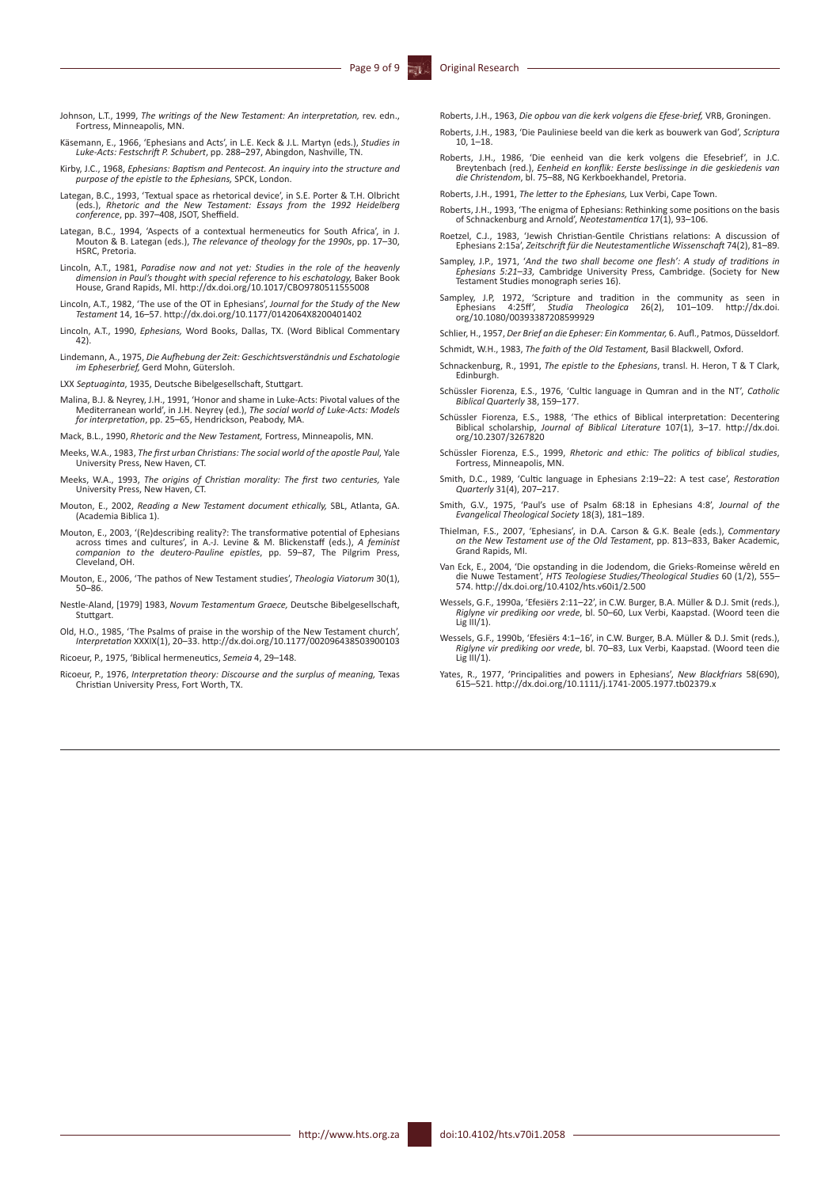Johnson, L.T., 1999, *The writings of the New Testament: An interpretation,* rev. edn., Fortress, Minneapolis, MN.

Käsemann, E., 1966, 'Ephesians and Acts', in L.E. Keck & J.L. Martyn (eds.), *Studies in Luke-Acts: Festschrift P. Schubert*, pp. 288–297, Abingdon, Nashville, TN.

Kirby, J.C., 1968, *Ephesians: Baptism and Pentecost. An inquiry into the structure and purpose of the epistle to the Ephesians,* SPCK, London.

Lategan, B.C., 1993, 'Textual space as rhetorical device', in S.E. Porter & T.H. Olbricht (eds.), *Rhetoric and the New Testament: Essays from the 1992 Heidelberg conference*, pp. 397–408, JSOT, Sheffield.

Lategan, B.C., 1994, 'Aspects of a contextual hermeneutics for South Africa', in J. Mouton & B. Lategan (eds.), *The relevance of theology for the 1990s*, pp. 17–30, HSRC, Pretoria.

Lincoln, A.T., 1981, *Paradise now and not yet: Studies in the role of the heavenly dimension in Paul's thought with special reference to his eschatology,* Baker Book House, Grand Rapids, MI. http://dx.doi.org/10.1017/CBO9780511555008

Lincoln, A.T., 1982, 'The use of the OT in Ephesians', *Journal for the Study of the New Testament* 14, 16–57. http://dx.doi.org/10.1177/0142064X8200401402

Lincoln, A.T., 1990, *Ephesians,* Word Books, Dallas, TX. (Word Biblical Commentary 42).

Lindemann, A., 1975, *Die Aufhebung der Zeit: Geschichtsverständnis und Eschatologie im Epheserbrief,* Gerd Mohn, Gütersloh.

LXX *Septuaginta*, 1935, Deutsche Bibelgesellschaft, Stuttgart.

Malina, B.J. & Neyrey, J.H., 1991, 'Honor and shame in Luke-Acts: Pivotal values of the Mediterranean world', in J.H. Neyrey (ed.), *The social world of Luke-Acts: Models for interpretation*, pp. 25–65, Hendrickson, Peabody, MA.

Mack, B.L., 1990, *Rhetoric and the New Testament,* Fortress, Minneapolis, MN.

Meeks, W.A., 1983, *The first urban Christians: The social world of the apostle Paul,* Yale University Press, New Haven, CT.

Meeks, W.A., 1993, *The origins of Christian morality: The first two centuries,* Yale University Press, New Haven, CT.

Mouton, E., 2002, *Reading a New Testament document ethically,* SBL, Atlanta, GA. (Academia Biblica 1).

Mouton, E., 2003, '(Re)describing reality?: The transformative potential of Ephesians across times and cultures', in A.-J. Levine & M. Blickenstaff (eds.), *A feminist companion to the deutero-Pauline epistles*, pp. 59–87, The Pilgrim Press, Cleveland, OH.

Mouton, E., 2006, 'The pathos of New Testament studies', *Theologia Viatorum* 30(1), 50–86.

Nestle-Aland, [1979] 1983, *Novum Testamentum Graece,* Deutsche Bibelgesellschaft, Stuttgart.

Old, H.O., 1985, 'The Psalms of praise in the worship of the New Testament church', *Interpretation* XXXIX(1), 20–33. http://dx.doi.org/10.1177/002096438503900103

Ricoeur, P., 1975, 'Biblical hermeneutics, *Semeia* 4, 29–148.

Ricoeur, P., 1976, *Interpretation theory: Discourse and the surplus of meaning,* Texas Christian University Press, Fort Worth, TX.

Roberts, J.H., 1963, *Die opbou van die kerk volgens die Efese-brief,* VRB, Groningen.

Roberts, J.H., 1983, 'Die Pauliniese beeld van die kerk as bouwerk van God', *Scriptura* 10, 1–18.

Roberts, J.H., 1986, 'Die eenheid van die kerk volgens die Efesebrief', in J.C. Breytenbach (red.), *Eenheid en konflik: Eerste beslissinge in die geskiedenis van die Christendom*, bl. 75–88, NG Kerkboekhandel, Pretoria.

Roberts, J.H., 1991, *The letter to the Ephesians,* Lux Verbi, Cape Town.

Roberts, J.H., 1993, 'The enigma of Ephesians: Rethinking some positions on the basis of Schnackenburg and Arnold', *Neotestamentica* 17(1), 93–106.

Roetzel, C.J., 1983, 'Jewish Christian-Gentile Christians relations: A discussion of Ephesians 2:15a', *Zeitschrift für die Neutestamentliche Wissenschaft* 74(2), 81–89.

Sampley, J.P., 1971, *'And the two shall become one flesh': A study of traditions in Ephesians 5:21–33,* Cambridge University Press, Cambridge. (Society for New Testament Studies monograph series 16).

Sampley, J.P, 1972, 'Scripture and tradition in the community as seen in Ephesians 4:25ff', *Studia Theologica* 26(2), 101–109. http://dx.doi.org/10.1080/00393387208599929

Schlier, H., 1957, *Der Brief an die Epheser: Ein Kommentar,* 6. Aufl., Patmos, Düsseldorf.

Schmidt, W.H., 1983, *The faith of the Old Testament,* Basil Blackwell, Oxford.

Schnackenburg, R., 1991, *The epistle to the Ephesians*, transl. H. Heron, T & T Clark, Edinburgh.

Schüssler Fiorenza, E.S., 1976, 'Cultic language in Qumran and in the NT', *Catholic Biblical Quarterly* 38, 159–177.

Schüssler Fiorenza, E.S., 1988, 'The ethics of Biblical interpretation: Decentering Biblical scholarship, *Journal of Biblical Literature* 107(1), 3–17. http://dx.doi.org/10.2307/3267820

Schüssler Fiorenza, E.S., 1999, *Rhetoric and ethic: The politics of biblical studies*, Fortress, Minneapolis, MN.

Smith, D.C., 1989, 'Cultic language in Ephesians 2:19–22: A test case', *Restoration Quarterly* 31(4), 207–217.

Smith, G.V., 1975, 'Paul's use of Psalm 68:18 in Ephesians 4:8', *Journal of the Evangelical Theological Society* 18(3), 181–189.

Thielman, F.S., 2007, 'Ephesians', in D.A. Carson & G.K. Beale (eds.), *Commentary on the New Testament use of the Old Testament*, pp. 813–833, Baker Academic, Grand Rapids, MI.

Van Eck, E., 2004, 'Die opstanding in die Jodendom, die Grieks-Romeinse wêreld en die Nuwe Testament', *HTS Teologiese Studies/Theological Studies* 60 (1/2), 555–574. http://dx.doi.org/10.4102/hts.v60i1/2.500

Wessels, G.F., 1990a, 'Efesiërs 2:11–22', in C.W. Burger, B.A. Müller & D.J. Smit (reds.), *Riglyne vir prediking oor vrede*, bl. 50–60, Lux Verbi, Kaapstad. (Woord teen die Lig III/1).

Wessels, G.F., 1990b, 'Efesiërs 4:1–16', in C.W. Burger, B.A. Müller & D.J. Smit (reds.), *Riglyne vir prediking oor vrede*, bl. 70–83, Lux Verbi, Kaapstad. (Woord teen die Lig III/1).

Yates, R., 1977, 'Principalities and powers in Ephesians', *New Blackfriars* 58(690), 615–521. http://dx.doi.org/10.1111/j.1741-2005.1977.tb02379.x